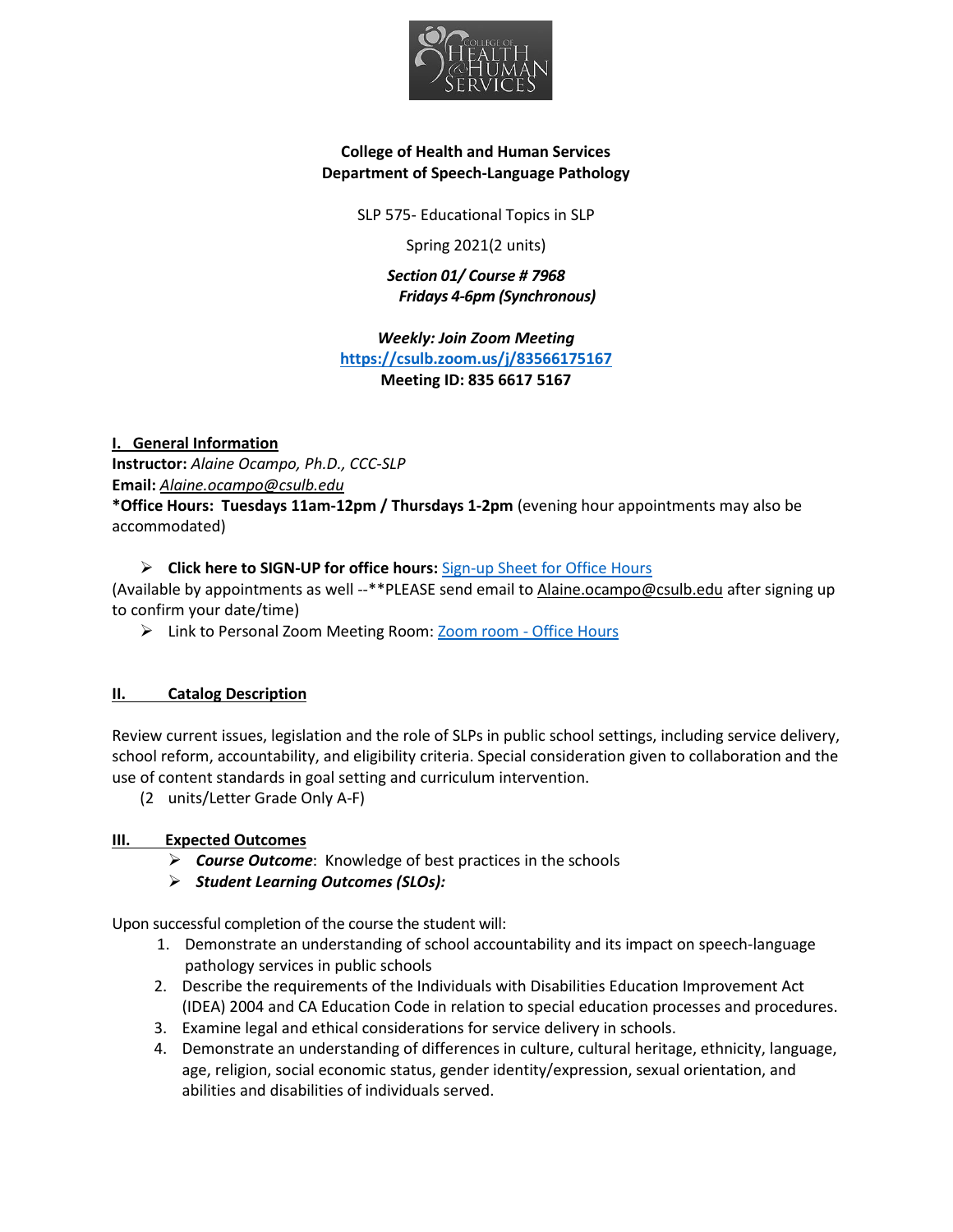**College of Health and Human Services**
**Department of Speech-Language Pathology**

SLP 575- Educational Topics in SLP

Spring 2021(2 units)

***Section 01/ Course # 7968***
***Fridays 4-6pm (Synchronous)***

***Weekly: Join Zoom Meeting***
**https://csulb.zoom.us/j/83566175167**
**Meeting ID: 835 6617 5167**

## I. General Information

**Instructor:** *Alaine Ocampo, Ph.D., CCC-SLP*
**Email:** *Alaine.ocampo@csulb.edu*
***Office Hours: Tuesdays 11am-12pm / Thursdays 1-2pm** (evening hour appointments may also be accommodated)

- **Click here to SIGN-UP for office hours:** Sign-up Sheet for Office Hours

(Available by appointments as well --**PLEASE send email to Alaine.ocampo@csulb.edu after signing up to confirm your date/time)

- Link to Personal Zoom Meeting Room: Zoom room - Office Hours

## II. Catalog Description

Review current issues, legislation and the role of SLPs in public school settings, including service delivery, school reform, accountability, and eligibility criteria. Special consideration given to collaboration and the use of content standards in goal setting and curriculum intervention.
(2 units/Letter Grade Only A-F)

## III. Expected Outcomes

- ***Course Outcome***: Knowledge of best practices in the schools
- ***Student Learning Outcomes (SLOs):***

Upon successful completion of the course the student will:

1. Demonstrate an understanding of school accountability and its impact on speech-language pathology services in public schools
2. Describe the requirements of the Individuals with Disabilities Education Improvement Act (IDEA) 2004 and CA Education Code in relation to special education processes and procedures.
3. Examine legal and ethical considerations for service delivery in schools.
4. Demonstrate an understanding of differences in culture, cultural heritage, ethnicity, language, age, religion, social economic status, gender identity/expression, sexual orientation, and abilities and disabilities of individuals served.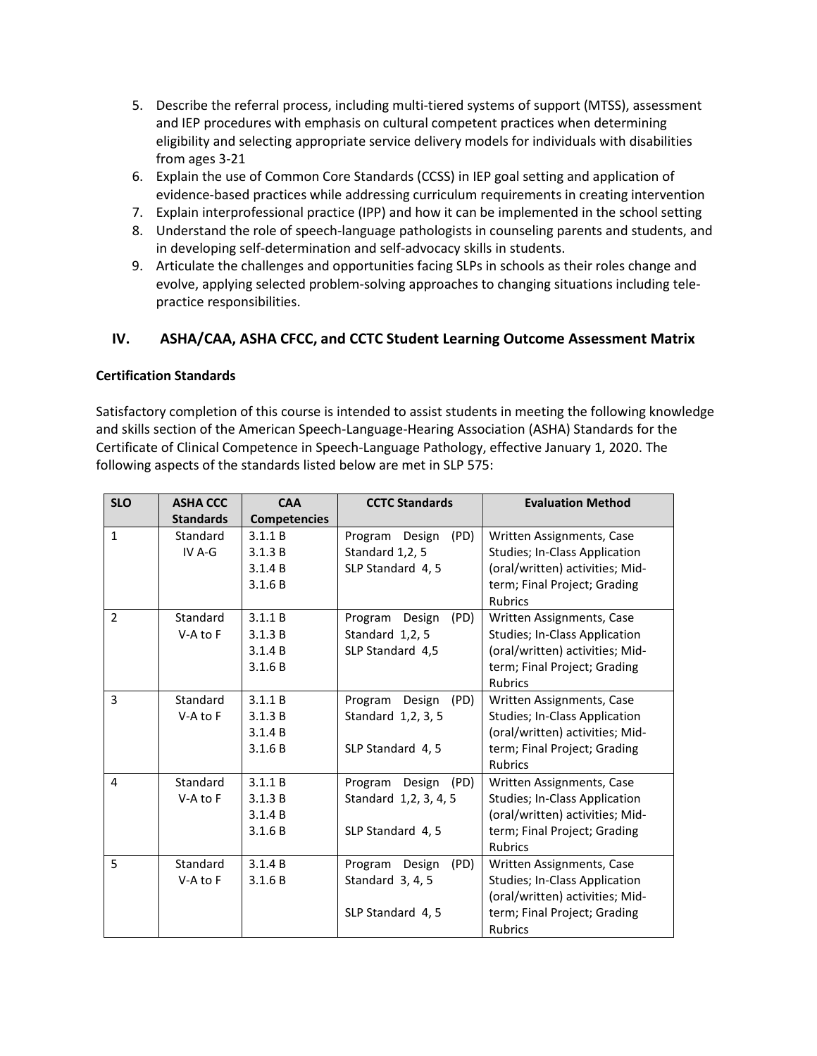5. Describe the referral process, including multi-tiered systems of support (MTSS), assessment and IEP procedures with emphasis on cultural competent practices when determining eligibility and selecting appropriate service delivery models for individuals with disabilities from ages 3-21
6. Explain the use of Common Core Standards (CCSS) in IEP goal setting and application of evidence-based practices while addressing curriculum requirements in creating intervention
7. Explain interprofessional practice (IPP) and how it can be implemented in the school setting
8. Understand the role of speech-language pathologists in counseling parents and students, and in developing self-determination and self-advocacy skills in students.
9. Articulate the challenges and opportunities facing SLPs in schools as their roles change and evolve, applying selected problem-solving approaches to changing situations including tele-practice responsibilities.

## IV. ASHA/CAA, ASHA CFCC, and CCTC Student Learning Outcome Assessment Matrix

**Certification Standards**

Satisfactory completion of this course is intended to assist students in meeting the following knowledge and skills section of the American Speech-Language-Hearing Association (ASHA) Standards for the Certificate of Clinical Competence in Speech-Language Pathology, effective January 1, 2020. The following aspects of the standards listed below are met in SLP 575:

| SLO | ASHA CCC Standards | CAA Competencies | CCTC Standards | Evaluation Method |
|---|---|---|---|---|
| 1 | Standard IV A-G | 3.1.1 B<br>3.1.3 B<br>3.1.4 B<br>3.1.6 B | Program Design (PD) Standard 1,2, 5<br>SLP Standard 4, 5 | Written Assignments, Case Studies; In-Class Application (oral/written) activities; Mid-term; Final Project; Grading Rubrics |
| 2 | Standard V-A to F | 3.1.1 B<br>3.1.3 B<br>3.1.4 B<br>3.1.6 B | Program Design (PD) Standard 1,2, 5<br>SLP Standard 4,5 | Written Assignments, Case Studies; In-Class Application (oral/written) activities; Mid-term; Final Project; Grading Rubrics |
| 3 | Standard V-A to F | 3.1.1 B<br>3.1.3 B<br>3.1.4 B<br>3.1.6 B | Program Design (PD) Standard 1,2, 3, 5<br>SLP Standard 4, 5 | Written Assignments, Case Studies; In-Class Application (oral/written) activities; Mid-term; Final Project; Grading Rubrics |
| 4 | Standard V-A to F | 3.1.1 B<br>3.1.3 B<br>3.1.4 B<br>3.1.6 B | Program Design (PD) Standard 1,2, 3, 4, 5<br>SLP Standard 4, 5 | Written Assignments, Case Studies; In-Class Application (oral/written) activities; Mid-term; Final Project; Grading Rubrics |
| 5 | Standard V-A to F | 3.1.4 B<br>3.1.6 B | Program Design (PD) Standard 3, 4, 5<br>SLP Standard 4, 5 | Written Assignments, Case Studies; In-Class Application (oral/written) activities; Mid-term; Final Project; Grading Rubrics |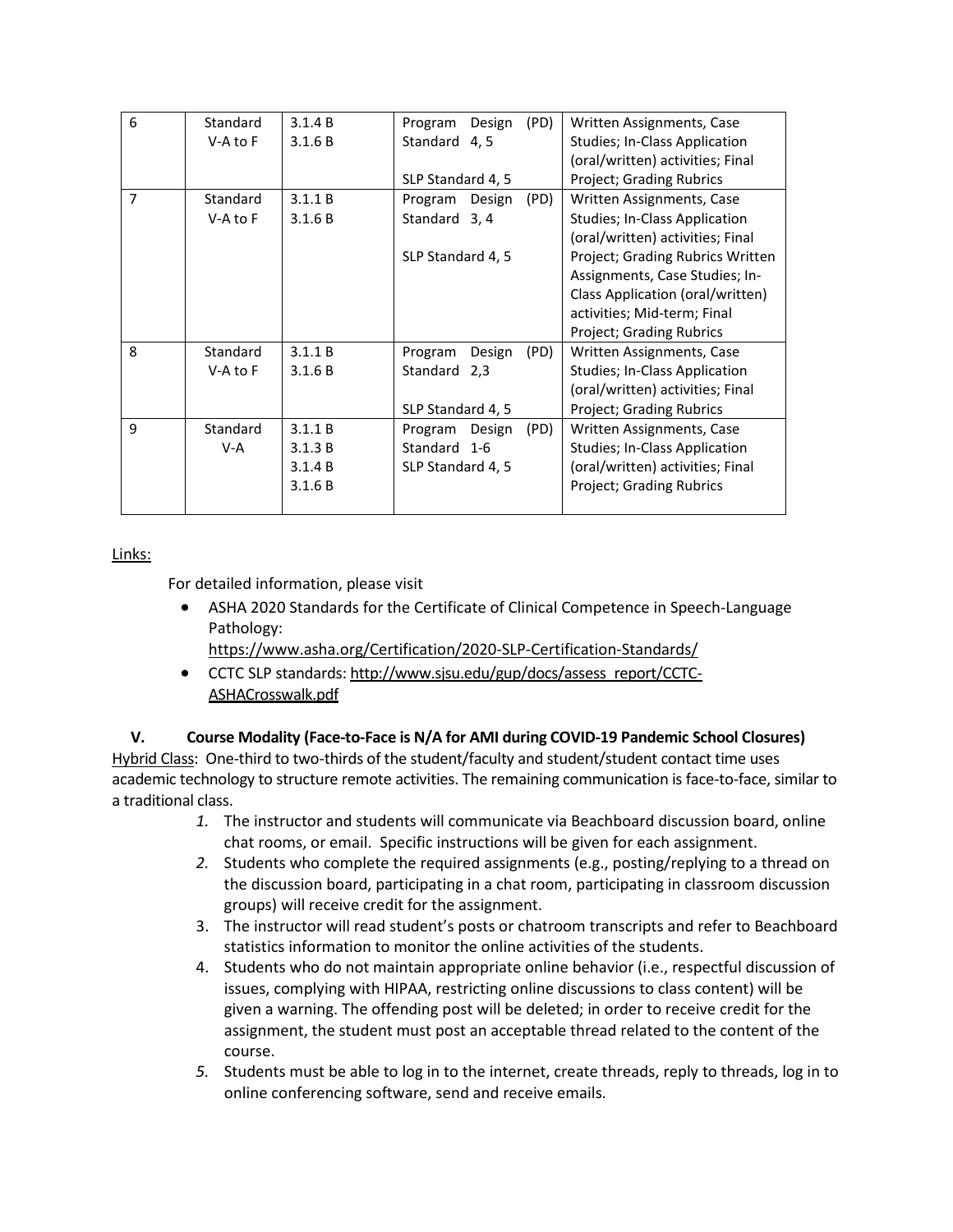| 6 | Standard V-A to F | 3.1.4 B<br>3.1.6 B | Program Design (PD) Standard 4, 5<br><br>SLP Standard 4, 5 | Written Assignments, Case Studies; In-Class Application (oral/written) activities; Final Project; Grading Rubrics |
|---|---|---|---|---|
| 7 | Standard V-A to F | 3.1.1 B<br>3.1.6 B | Program Design (PD) Standard 3, 4<br><br>SLP Standard 4, 5 | Written Assignments, Case Studies; In-Class Application (oral/written) activities; Final Project; Grading Rubrics Written Assignments, Case Studies; In-Class Application (oral/written) activities; Mid-term; Final Project; Grading Rubrics |
| 8 | Standard V-A to F | 3.1.1 B<br>3.1.6 B | Program Design (PD) Standard 2,3<br><br>SLP Standard 4, 5 | Written Assignments, Case Studies; In-Class Application (oral/written) activities; Final Project; Grading Rubrics |
| 9 | Standard V-A | 3.1.1 B<br>3.1.3 B<br>3.1.4 B<br>3.1.6 B | Program Design (PD) Standard 1-6<br>SLP Standard 4, 5 | Written Assignments, Case Studies; In-Class Application (oral/written) activities; Final Project; Grading Rubrics |

Links:

For detailed information, please visit

- ASHA 2020 Standards for the Certificate of Clinical Competence in Speech-Language Pathology: https://www.asha.org/Certification/2020-SLP-Certification-Standards/
- CCTC SLP standards: http://www.sjsu.edu/gup/docs/assess_report/CCTC-ASHACrosswalk.pdf

## V. Course Modality (Face-to-Face is N/A for AMI during COVID-19 Pandemic School Closures)

Hybrid Class: One-third to two-thirds of the student/faculty and student/student contact time uses academic technology to structure remote activities. The remaining communication is face-to-face, similar to a traditional class.

1. The instructor and students will communicate via Beachboard discussion board, online chat rooms, or email. Specific instructions will be given for each assignment.
2. Students who complete the required assignments (e.g., posting/replying to a thread on the discussion board, participating in a chat room, participating in classroom discussion groups) will receive credit for the assignment.
3. The instructor will read student's posts or chatroom transcripts and refer to Beachboard statistics information to monitor the online activities of the students.
4. Students who do not maintain appropriate online behavior (i.e., respectful discussion of issues, complying with HIPAA, restricting online discussions to class content) will be given a warning. The offending post will be deleted; in order to receive credit for the assignment, the student must post an acceptable thread related to the content of the course.
5. Students must be able to log in to the internet, create threads, reply to threads, log in to online conferencing software, send and receive emails.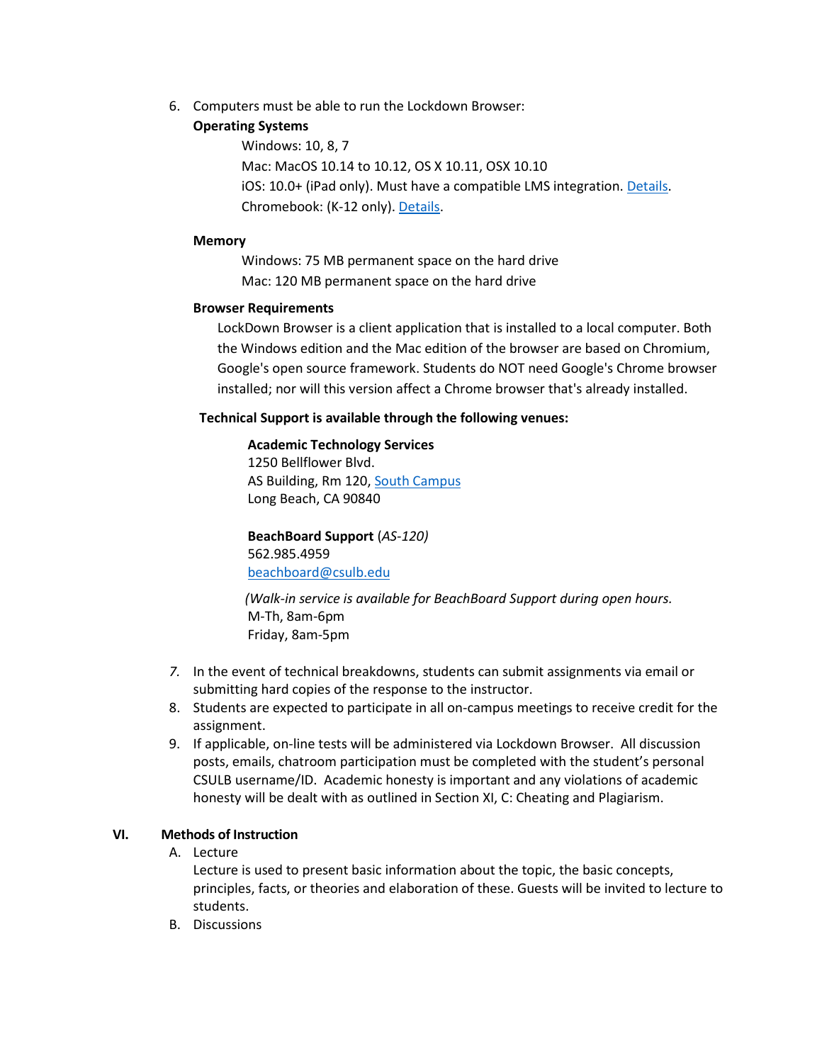6. Computers must be able to run the Lockdown Browser:

   **Operating Systems**

   Windows: 10, 8, 7
   Mac: MacOS 10.14 to 10.12, OS X 10.11, OSX 10.10
   iOS: 10.0+ (iPad only). Must have a compatible LMS integration. [Details](#).
   Chromebook: (K-12 only). [Details](#).

   **Memory**

   Windows: 75 MB permanent space on the hard drive
   Mac: 120 MB permanent space on the hard drive

   **Browser Requirements**

   LockDown Browser is a client application that is installed to a local computer. Both the Windows edition and the Mac edition of the browser are based on Chromium, Google's open source framework. Students do NOT need Google's Chrome browser installed; nor will this version affect a Chrome browser that's already installed.

   **Technical Support is available through the following venues:**

   **Academic Technology Services**
   1250 Bellflower Blvd.
   AS Building, Rm 120, [South Campus](#)
   Long Beach, CA 90840

   **BeachBoard Support** (*AS-120)*
   562.985.4959
   [beachboard@csulb.edu](mailto:beachboard@csulb.edu)

   *(Walk-in service is available for BeachBoard Support during open hours.*
   M-Th, 8am-6pm
   Friday, 8am-5pm

7. In the event of technical breakdowns, students can submit assignments via email or submitting hard copies of the response to the instructor.
8. Students are expected to participate in all on-campus meetings to receive credit for the assignment.
9. If applicable, on-line tests will be administered via Lockdown Browser. All discussion posts, emails, chatroom participation must be completed with the student's personal CSULB username/ID. Academic honesty is important and any violations of academic honesty will be dealt with as outlined in Section XI, C: Cheating and Plagiarism.

## VI. Methods of Instruction

A. Lecture

   Lecture is used to present basic information about the topic, the basic concepts, principles, facts, or theories and elaboration of these. Guests will be invited to lecture to students.

B. Discussions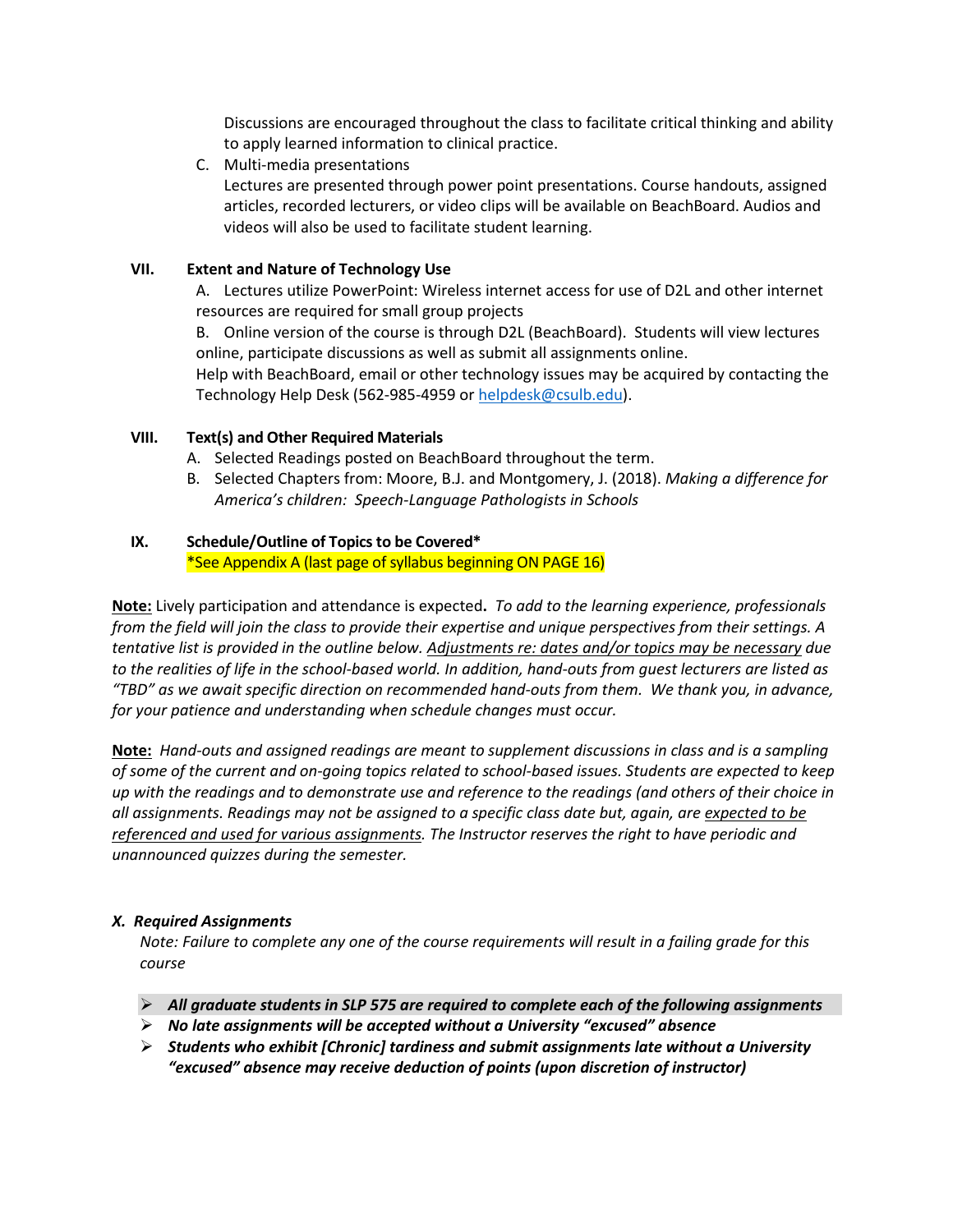Discussions are encouraged throughout the class to facilitate critical thinking and ability to apply learned information to clinical practice.

C. Multi-media presentations
Lectures are presented through power point presentations. Course handouts, assigned articles, recorded lecturers, or video clips will be available on BeachBoard. Audios and videos will also be used to facilitate student learning.

## VII. Extent and Nature of Technology Use

A. Lectures utilize PowerPoint: Wireless internet access for use of D2L and other internet resources are required for small group projects

B. Online version of the course is through D2L (BeachBoard). Students will view lectures online, participate discussions as well as submit all assignments online.

Help with BeachBoard, email or other technology issues may be acquired by contacting the Technology Help Desk (562-985-4959 or helpdesk@csulb.edu).

## VIII. Text(s) and Other Required Materials

A. Selected Readings posted on BeachBoard throughout the term.

B. Selected Chapters from: Moore, B.J. and Montgomery, J. (2018). *Making a difference for America's children: Speech-Language Pathologists in Schools*

## IX. Schedule/Outline of Topics to be Covered*

*See Appendix A (last page of syllabus beginning ON PAGE 16)

**Note:** Lively participation and attendance is expected**.** *To add to the learning experience, professionals from the field will join the class to provide their expertise and unique perspectives from their settings. A tentative list is provided in the outline below. Adjustments re: dates and/or topics may be necessary due to the realities of life in the school-based world. In addition, hand-outs from guest lecturers are listed as "TBD" as we await specific direction on recommended hand-outs from them. We thank you, in advance, for your patience and understanding when schedule changes must occur.*

**Note:** *Hand-outs and assigned readings are meant to supplement discussions in class and is a sampling of some of the current and on-going topics related to school-based issues. Students are expected to keep up with the readings and to demonstrate use and reference to the readings (and others of their choice in all assignments. Readings may not be assigned to a specific class date but, again, are expected to be referenced and used for various assignments. The Instructor reserves the right to have periodic and unannounced quizzes during the semester.*

## *X. Required Assignments*

*Note: Failure to complete any one of the course requirements will result in a failing grade for this course*

- ***All graduate students in SLP 575 are required to complete each of the following assignments***
- ***No late assignments will be accepted without a University "excused" absence***
- ***Students who exhibit [Chronic] tardiness and submit assignments late without a University "excused" absence may receive deduction of points (upon discretion of instructor)***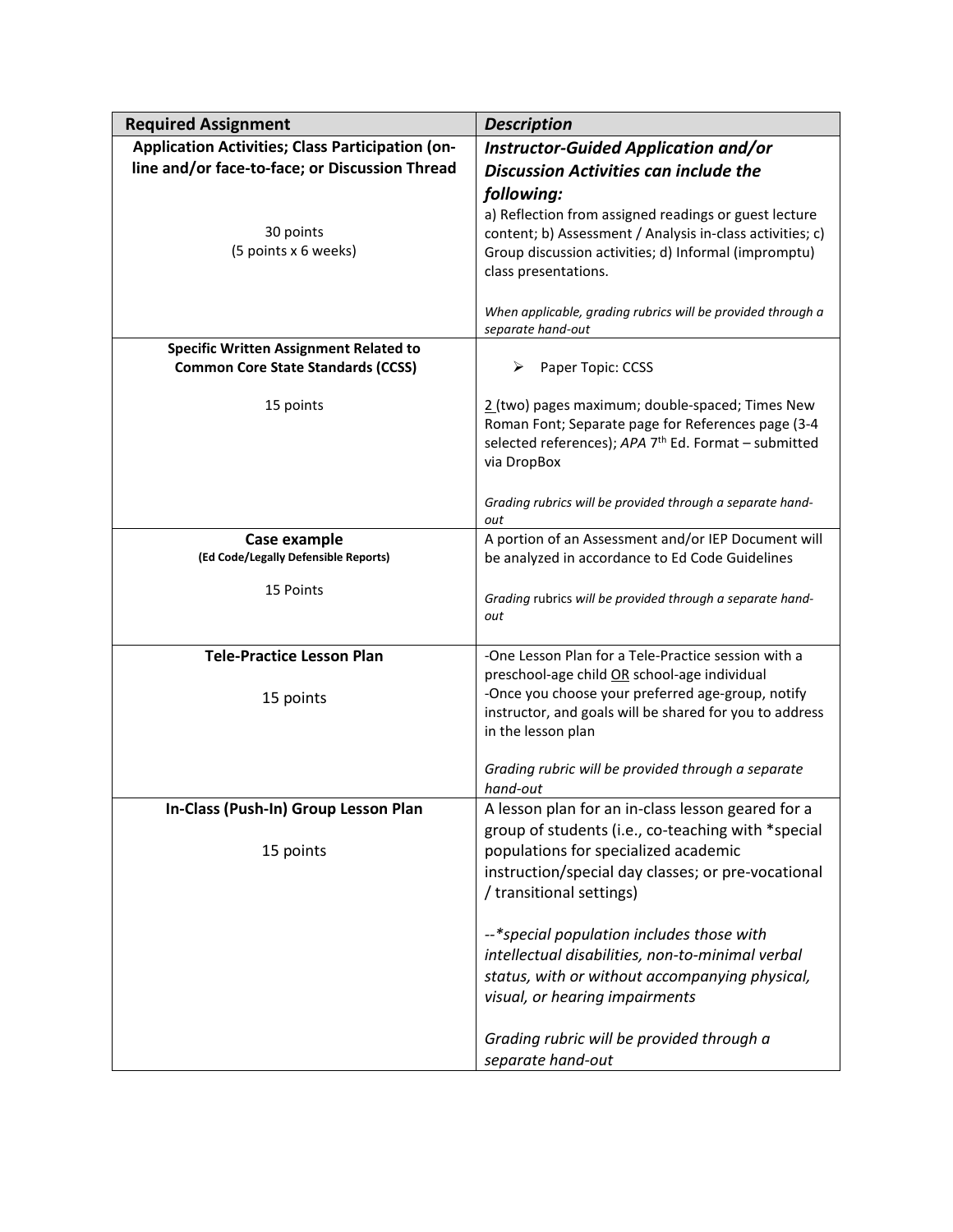| Required Assignment | *Description* |
|---|---|
| **Application Activities; Class Participation (on-line and/or face-to-face; or Discussion Thread**<br><br>30 points<br>(5 points x 6 weeks) | ***Instructor-Guided Application and/or Discussion Activities can include the following:***<br>a) Reflection from assigned readings or guest lecture content; b) Assessment / Analysis in-class activities; c) Group discussion activities; d) Informal (impromptu) class presentations.<br><br>*When applicable, grading rubrics will be provided through a separate hand-out* |
| **Specific Written Assignment Related to Common Core State Standards (CCSS)**<br><br>15 points | ➢ Paper Topic: CCSS<br><br>2 (two) pages maximum; double-spaced; Times New Roman Font; Separate page for References page (3-4 selected references); *APA* 7th Ed. Format – submitted via DropBox<br><br>*Grading rubrics will be provided through a separate hand-out* |
| **Case example**<br>**(Ed Code/Legally Defensible Reports)**<br><br>15 Points | A portion of an Assessment and/or IEP Document will be analyzed in accordance to Ed Code Guidelines<br><br>*Grading* rubrics *will be provided through a separate hand-out* |
| **Tele-Practice Lesson Plan**<br><br>15 points | -One Lesson Plan for a Tele-Practice session with a preschool-age child OR school-age individual<br>-Once you choose your preferred age-group, notify instructor, and goals will be shared for you to address in the lesson plan<br><br>*Grading rubric will be provided through a separate hand-out* |
| **In-Class (Push-In) Group Lesson Plan**<br><br>15 points | A lesson plan for an in-class lesson geared for a group of students (i.e., co-teaching with *special populations for specialized academic instruction/special day classes; or pre-vocational / transitional settings)<br><br>*--*special population includes those with intellectual disabilities, non-to-minimal verbal status, with or without accompanying physical, visual, or hearing impairments*<br><br>*Grading rubric will be provided through a separate hand-out* |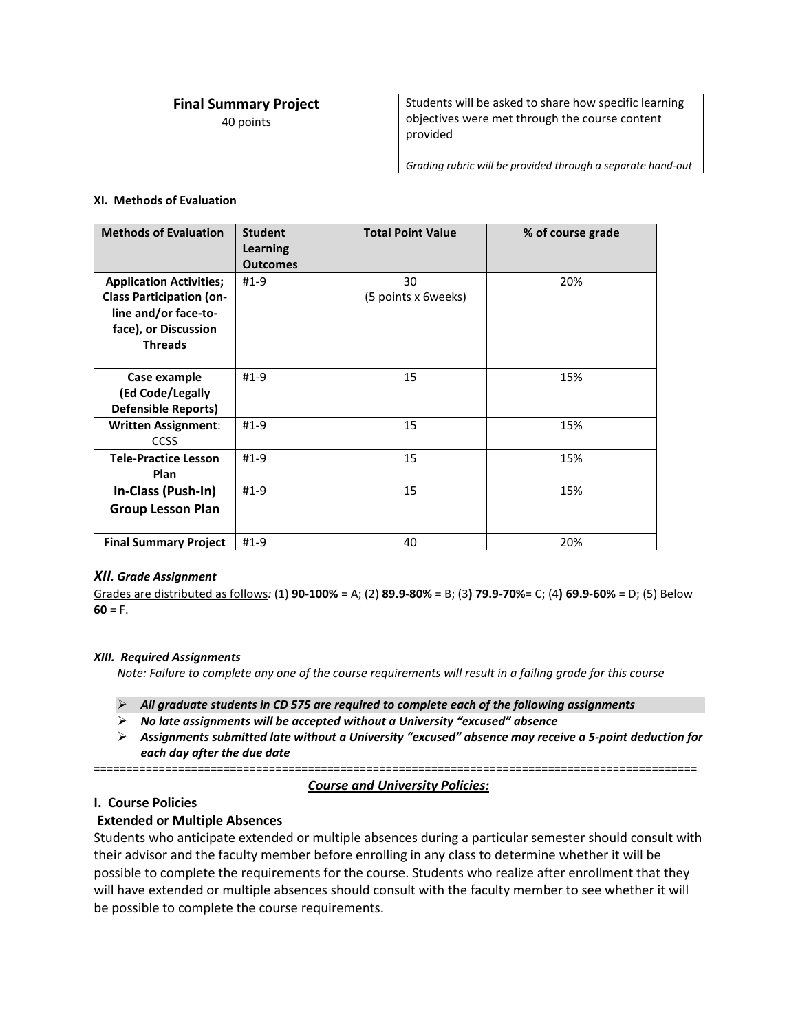| **Final Summary Project**<br>40 points | Students will be asked to share how specific learning objectives were met through the course content provided<br><br>*Grading rubric will be provided through a separate hand-out* |
|---|---|

#### XI. Methods of Evaluation

| Methods of Evaluation | Student Learning Outcomes | Total Point Value | % of course grade |
|---|---|---|---|
| **Application Activities; Class Participation (on-line and/or face-to-face), or Discussion Threads** | #1-9 | 30<br>(5 points x 6weeks) | 20% |
| **Case example (Ed Code/Legally Defensible Reports)** | #1-9 | 15 | 15% |
| **Written Assignment**: CCSS | #1-9 | 15 | 15% |
| **Tele-Practice Lesson Plan** | #1-9 | 15 | 15% |
| **In-Class (Push-In) Group Lesson Plan** | #1-9 | 15 | 15% |
| **Final Summary Project** | #1-9 | 40 | 20% |

#### *XII. Grade Assignment*

Grades are distributed as follows*:* (1) **90-100%** = A; (2) **89.9-80%** = B; (3**) 79.9-70%**= C; (4**) 69.9-60%** = D; (5) Below **60** = F.

#### *XIII. Required Assignments*

*Note: Failure to complete any one of the course requirements will result in a failing grade for this course*

- ***All graduate students in CD 575 are required to complete each of the following assignments***
- ***No late assignments will be accepted without a University "excused" absence***
- ***Assignments submitted late without a University "excused" absence may receive a 5-point deduction for each day after the due date***

==========================================================================================

## *Course and University Policies:*

### I. Course Policies

#### Extended or Multiple Absences

Students who anticipate extended or multiple absences during a particular semester should consult with their advisor and the faculty member before enrolling in any class to determine whether it will be possible to complete the requirements for the course. Students who realize after enrollment that they will have extended or multiple absences should consult with the faculty member to see whether it will be possible to complete the course requirements.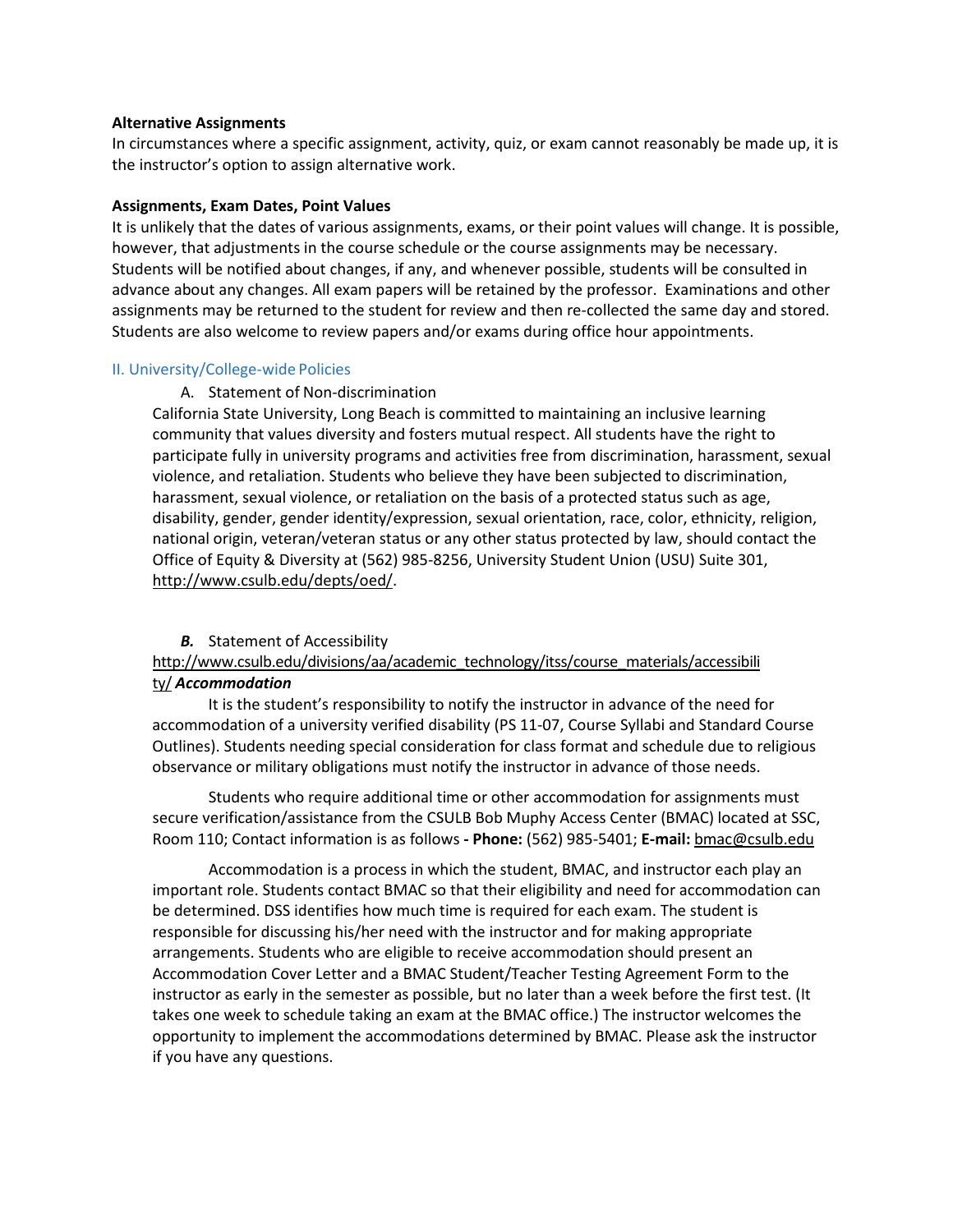**Alternative Assignments**

In circumstances where a specific assignment, activity, quiz, or exam cannot reasonably be made up, it is the instructor's option to assign alternative work.

**Assignments, Exam Dates, Point Values**

It is unlikely that the dates of various assignments, exams, or their point values will change. It is possible, however, that adjustments in the course schedule or the course assignments may be necessary. Students will be notified about changes, if any, and whenever possible, students will be consulted in advance about any changes. All exam papers will be retained by the professor. Examinations and other assignments may be returned to the student for review and then re-collected the same day and stored. Students are also welcome to review papers and/or exams during office hour appointments.

## II. University/College-wide Policies

A. Statement of Non-discrimination

California State University, Long Beach is committed to maintaining an inclusive learning community that values diversity and fosters mutual respect. All students have the right to participate fully in university programs and activities free from discrimination, harassment, sexual violence, and retaliation. Students who believe they have been subjected to discrimination, harassment, sexual violence, or retaliation on the basis of a protected status such as age, disability, gender, gender identity/expression, sexual orientation, race, color, ethnicity, religion, national origin, veteran/veteran status or any other status protected by law, should contact the Office of Equity & Diversity at (562) 985-8256, University Student Union (USU) Suite 301, http://www.csulb.edu/depts/oed/.

***B.*** Statement of Accessibility

http://www.csulb.edu/divisions/aa/academic_technology/itss/course_materials/accessibility/ ***Accommodation***

It is the student's responsibility to notify the instructor in advance of the need for accommodation of a university verified disability (PS 11-07, Course Syllabi and Standard Course Outlines). Students needing special consideration for class format and schedule due to religious observance or military obligations must notify the instructor in advance of those needs.

Students who require additional time or other accommodation for assignments must secure verification/assistance from the CSULB Bob Muphy Access Center (BMAC) located at SSC, Room 110; Contact information is as follows **- Phone:** (562) 985-5401; **E-mail:** bmac@csulb.edu

Accommodation is a process in which the student, BMAC, and instructor each play an important role. Students contact BMAC so that their eligibility and need for accommodation can be determined. DSS identifies how much time is required for each exam. The student is responsible for discussing his/her need with the instructor and for making appropriate arrangements. Students who are eligible to receive accommodation should present an Accommodation Cover Letter and a BMAC Student/Teacher Testing Agreement Form to the instructor as early in the semester as possible, but no later than a week before the first test. (It takes one week to schedule taking an exam at the BMAC office.) The instructor welcomes the opportunity to implement the accommodations determined by BMAC. Please ask the instructor if you have any questions.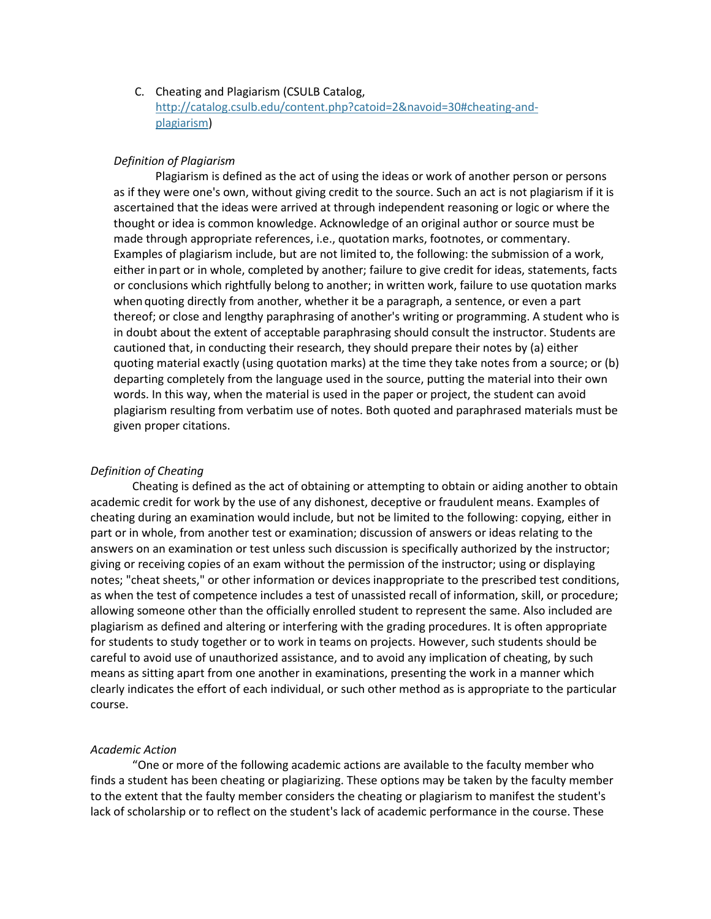C. Cheating and Plagiarism (CSULB Catalog, [http://catalog.csulb.edu/content.php?catoid=2&navoid=30#cheating-and-plagiarism](http://catalog.csulb.edu/content.php?catoid=2&navoid=30#cheating-and-plagiarism))

*Definition of Plagiarism*

Plagiarism is defined as the act of using the ideas or work of another person or persons as if they were one's own, without giving credit to the source. Such an act is not plagiarism if it is ascertained that the ideas were arrived at through independent reasoning or logic or where the thought or idea is common knowledge. Acknowledge of an original author or source must be made through appropriate references, i.e., quotation marks, footnotes, or commentary. Examples of plagiarism include, but are not limited to, the following: the submission of a work, either in part or in whole, completed by another; failure to give credit for ideas, statements, facts or conclusions which rightfully belong to another; in written work, failure to use quotation marks when quoting directly from another, whether it be a paragraph, a sentence, or even a part thereof; or close and lengthy paraphrasing of another's writing or programming. A student who is in doubt about the extent of acceptable paraphrasing should consult the instructor. Students are cautioned that, in conducting their research, they should prepare their notes by (a) either quoting material exactly (using quotation marks) at the time they take notes from a source; or (b) departing completely from the language used in the source, putting the material into their own words. In this way, when the material is used in the paper or project, the student can avoid plagiarism resulting from verbatim use of notes. Both quoted and paraphrased materials must be given proper citations.

*Definition of Cheating*

Cheating is defined as the act of obtaining or attempting to obtain or aiding another to obtain academic credit for work by the use of any dishonest, deceptive or fraudulent means. Examples of cheating during an examination would include, but not be limited to the following: copying, either in part or in whole, from another test or examination; discussion of answers or ideas relating to the answers on an examination or test unless such discussion is specifically authorized by the instructor; giving or receiving copies of an exam without the permission of the instructor; using or displaying notes; "cheat sheets," or other information or devices inappropriate to the prescribed test conditions, as when the test of competence includes a test of unassisted recall of information, skill, or procedure; allowing someone other than the officially enrolled student to represent the same. Also included are plagiarism as defined and altering or interfering with the grading procedures. It is often appropriate for students to study together or to work in teams on projects. However, such students should be careful to avoid use of unauthorized assistance, and to avoid any implication of cheating, by such means as sitting apart from one another in examinations, presenting the work in a manner which clearly indicates the effort of each individual, or such other method as is appropriate to the particular course.

*Academic Action*

"One or more of the following academic actions are available to the faculty member who finds a student has been cheating or plagiarizing. These options may be taken by the faculty member to the extent that the faulty member considers the cheating or plagiarism to manifest the student's lack of scholarship or to reflect on the student's lack of academic performance in the course. These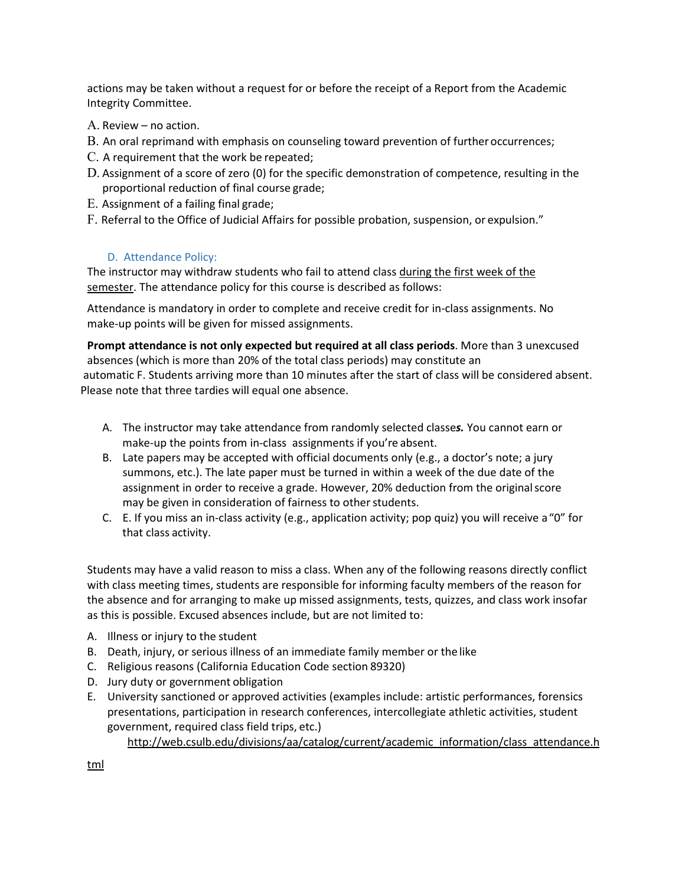actions may be taken without a request for or before the receipt of a Report from the Academic Integrity Committee.

A. Review – no action.
B. An oral reprimand with emphasis on counseling toward prevention of further occurrences;
C. A requirement that the work be repeated;
D. Assignment of a score of zero (0) for the specific demonstration of competence, resulting in the proportional reduction of final course grade;
E. Assignment of a failing final grade;
F. Referral to the Office of Judicial Affairs for possible probation, suspension, or expulsion."

### D. Attendance Policy:

The instructor may withdraw students who fail to attend class <u>during the first week of the semester</u>. The attendance policy for this course is described as follows:

Attendance is mandatory in order to complete and receive credit for in-class assignments. No make-up points will be given for missed assignments.

**Prompt attendance is not only expected but required at all class periods**. More than 3 unexcused absences (which is more than 20% of the total class periods) may constitute an automatic F. Students arriving more than 10 minutes after the start of class will be considered absent. Please note that three tardies will equal one absence.

A. The instructor may take attendance from randomly selected classe***s.*** You cannot earn or make-up the points from in-class assignments if you're absent.
B. Late papers may be accepted with official documents only (e.g., a doctor's note; a jury summons, etc.). The late paper must be turned in within a week of the due date of the assignment in order to receive a grade. However, 20% deduction from the original score may be given in consideration of fairness to other students.
C. E. If you miss an in-class activity (e.g., application activity; pop quiz) you will receive a "0" for that class activity.

Students may have a valid reason to miss a class. When any of the following reasons directly conflict with class meeting times, students are responsible for informing faculty members of the reason for the absence and for arranging to make up missed assignments, tests, quizzes, and class work insofar as this is possible. Excused absences include, but are not limited to:

A. Illness or injury to the student
B. Death, injury, or serious illness of an immediate family member or the like
C. Religious reasons (California Education Code section 89320)
D. Jury duty or government obligation
E. University sanctioned or approved activities (examples include: artistic performances, forensics presentations, participation in research conferences, intercollegiate athletic activities, student government, required class field trips, etc.)

<u>http://web.csulb.edu/divisions/aa/catalog/current/academic_information/class_attendance.html</u>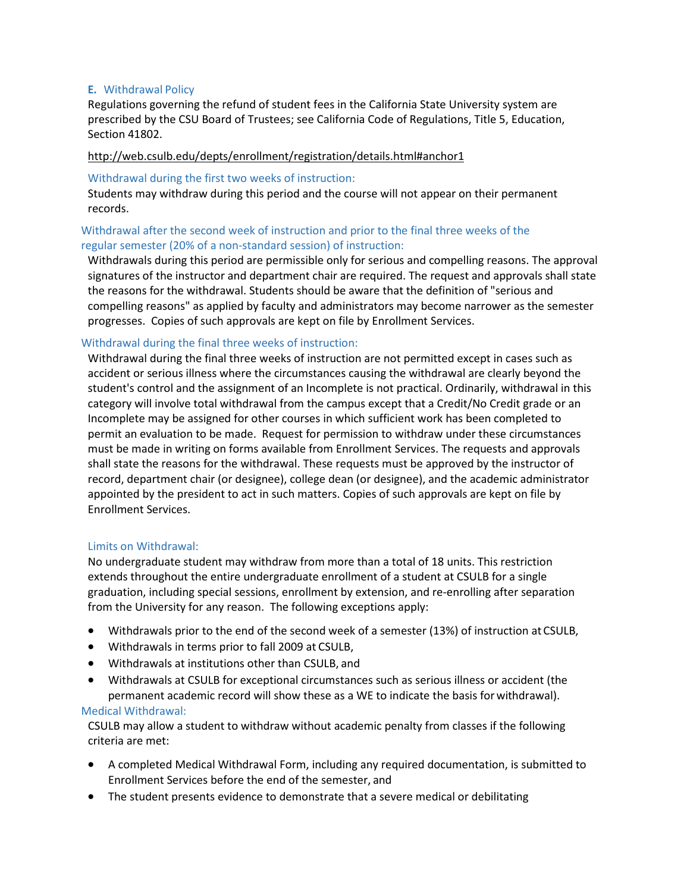### E. Withdrawal Policy

Regulations governing the refund of student fees in the California State University system are prescribed by the CSU Board of Trustees; see California Code of Regulations, Title 5, Education, Section 41802.

http://web.csulb.edu/depts/enrollment/registration/details.html#anchor1

#### Withdrawal during the first two weeks of instruction:

Students may withdraw during this period and the course will not appear on their permanent records.

#### Withdrawal after the second week of instruction and prior to the final three weeks of the regular semester (20% of a non-standard session) of instruction:

Withdrawals during this period are permissible only for serious and compelling reasons. The approval signatures of the instructor and department chair are required. The request and approvals shall state the reasons for the withdrawal. Students should be aware that the definition of "serious and compelling reasons" as applied by faculty and administrators may become narrower as the semester progresses. Copies of such approvals are kept on file by Enrollment Services.

#### Withdrawal during the final three weeks of instruction:

Withdrawal during the final three weeks of instruction are not permitted except in cases such as accident or serious illness where the circumstances causing the withdrawal are clearly beyond the student's control and the assignment of an Incomplete is not practical. Ordinarily, withdrawal in this category will involve total withdrawal from the campus except that a Credit/No Credit grade or an Incomplete may be assigned for other courses in which sufficient work has been completed to permit an evaluation to be made. Request for permission to withdraw under these circumstances must be made in writing on forms available from Enrollment Services. The requests and approvals shall state the reasons for the withdrawal. These requests must be approved by the instructor of record, department chair (or designee), college dean (or designee), and the academic administrator appointed by the president to act in such matters. Copies of such approvals are kept on file by Enrollment Services.

#### Limits on Withdrawal:

No undergraduate student may withdraw from more than a total of 18 units. This restriction extends throughout the entire undergraduate enrollment of a student at CSULB for a single graduation, including special sessions, enrollment by extension, and re-enrolling after separation from the University for any reason. The following exceptions apply:

- Withdrawals prior to the end of the second week of a semester (13%) of instruction at CSULB,
- Withdrawals in terms prior to fall 2009 at CSULB,
- Withdrawals at institutions other than CSULB, and
- Withdrawals at CSULB for exceptional circumstances such as serious illness or accident (the permanent academic record will show these as a WE to indicate the basis for withdrawal).

#### Medical Withdrawal:

CSULB may allow a student to withdraw without academic penalty from classes if the following criteria are met:

- A completed Medical Withdrawal Form, including any required documentation, is submitted to Enrollment Services before the end of the semester, and
- The student presents evidence to demonstrate that a severe medical or debilitating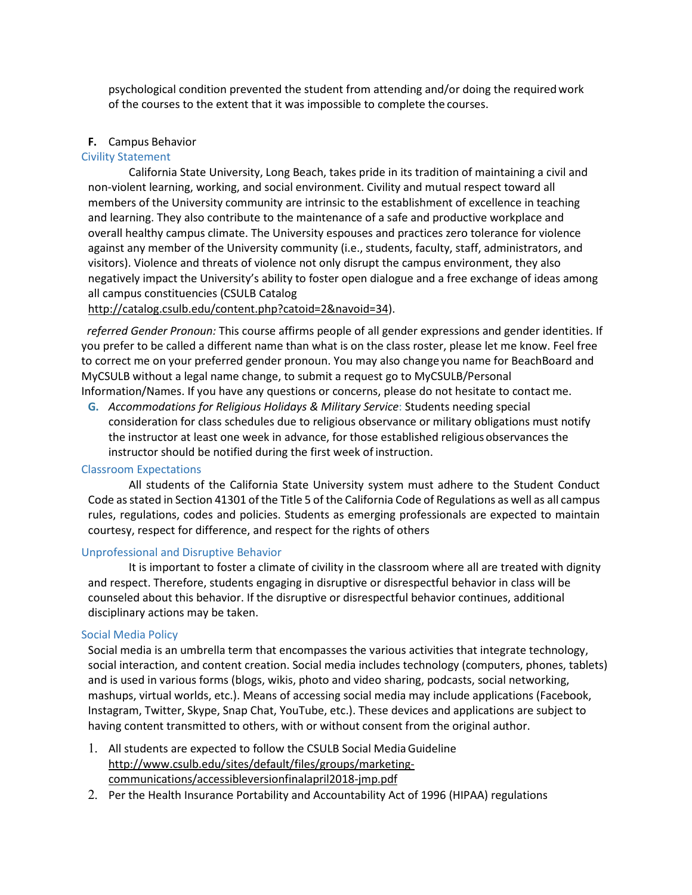psychological condition prevented the student from attending and/or doing the required work of the courses to the extent that it was impossible to complete the courses.

**F.** Campus Behavior

### Civility Statement

California State University, Long Beach, takes pride in its tradition of maintaining a civil and non-violent learning, working, and social environment. Civility and mutual respect toward all members of the University community are intrinsic to the establishment of excellence in teaching and learning. They also contribute to the maintenance of a safe and productive workplace and overall healthy campus climate. The University espouses and practices zero tolerance for violence against any member of the University community (i.e., students, faculty, staff, administrators, and visitors). Violence and threats of violence not only disrupt the campus environment, they also negatively impact the University's ability to foster open dialogue and a free exchange of ideas among all campus constituencies (CSULB Catalog http://catalog.csulb.edu/content.php?catoid=2&navoid=34).

*referred Gender Pronoun:* This course affirms people of all gender expressions and gender identities. If you prefer to be called a different name than what is on the class roster, please let me know. Feel free to correct me on your preferred gender pronoun. You may also change you name for BeachBoard and MyCSULB without a legal name change, to submit a request go to MyCSULB/Personal Information/Names. If you have any questions or concerns, please do not hesitate to contact me.

**G.** *Accommodations for Religious Holidays & Military Service*: Students needing special consideration for class schedules due to religious observance or military obligations must notify the instructor at least one week in advance, for those established religious observances the instructor should be notified during the first week of instruction.

### Classroom Expectations

All students of the California State University system must adhere to the Student Conduct Code as stated in Section 41301 of the Title 5 of the California Code of Regulations as well as all campus rules, regulations, codes and policies. Students as emerging professionals are expected to maintain courtesy, respect for difference, and respect for the rights of others

### Unprofessional and Disruptive Behavior

It is important to foster a climate of civility in the classroom where all are treated with dignity and respect. Therefore, students engaging in disruptive or disrespectful behavior in class will be counseled about this behavior. If the disruptive or disrespectful behavior continues, additional disciplinary actions may be taken.

### Social Media Policy

Social media is an umbrella term that encompasses the various activities that integrate technology, social interaction, and content creation. Social media includes technology (computers, phones, tablets) and is used in various forms (blogs, wikis, photo and video sharing, podcasts, social networking, mashups, virtual worlds, etc.). Means of accessing social media may include applications (Facebook, Instagram, Twitter, Skype, Snap Chat, YouTube, etc.). These devices and applications are subject to having content transmitted to others, with or without consent from the original author.

1. All students are expected to follow the CSULB Social Media Guideline http://www.csulb.edu/sites/default/files/groups/marketing-communications/accessibleversionfinalapril2018-jmp.pdf
2. Per the Health Insurance Portability and Accountability Act of 1996 (HIPAA) regulations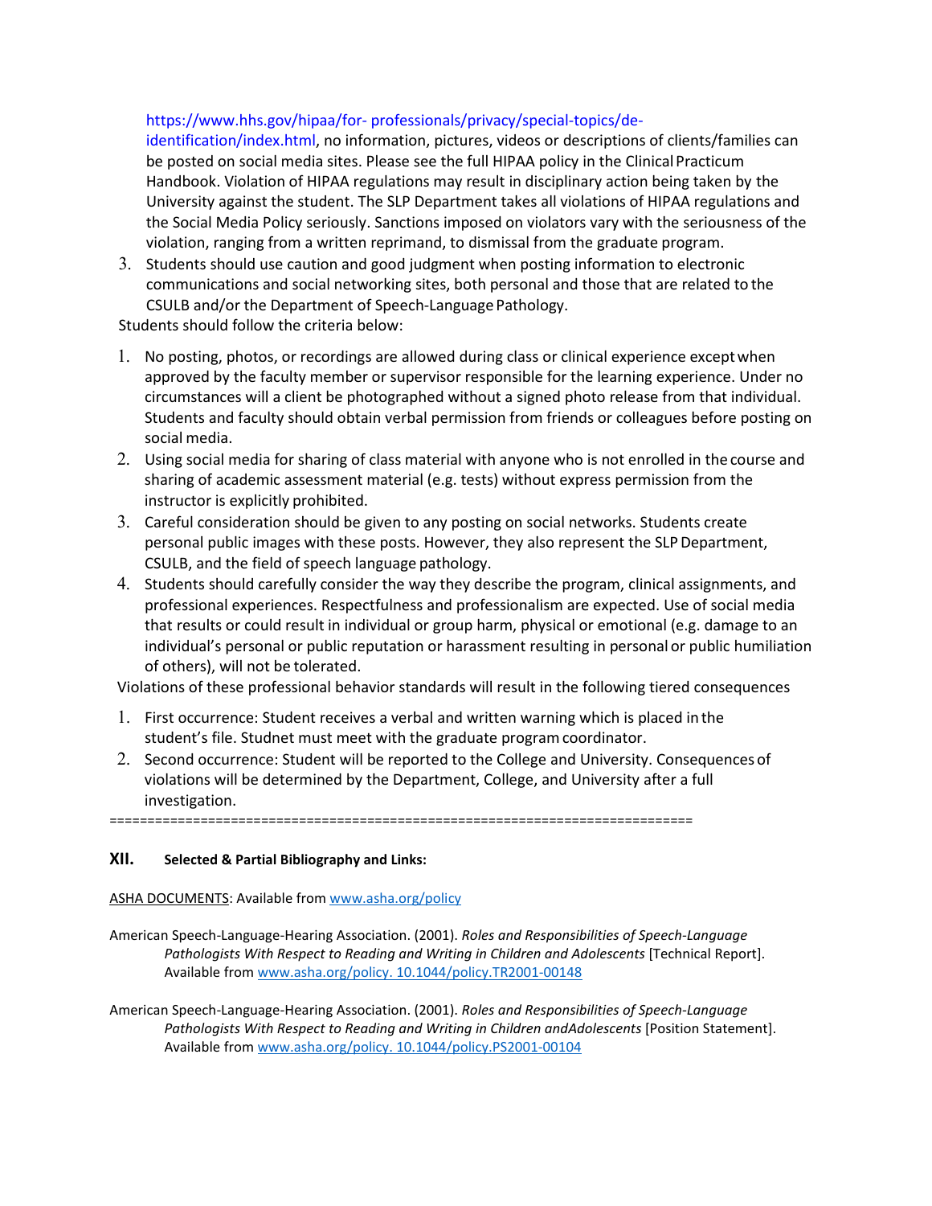https://www.hhs.gov/hipaa/for- professionals/privacy/special-topics/de-identification/index.html, no information, pictures, videos or descriptions of clients/families can be posted on social media sites. Please see the full HIPAA policy in the Clinical Practicum Handbook. Violation of HIPAA regulations may result in disciplinary action being taken by the University against the student. The SLP Department takes all violations of HIPAA regulations and the Social Media Policy seriously. Sanctions imposed on violators vary with the seriousness of the violation, ranging from a written reprimand, to dismissal from the graduate program.

3. Students should use caution and good judgment when posting information to electronic communications and social networking sites, both personal and those that are related to the CSULB and/or the Department of Speech-Language Pathology.

Students should follow the criteria below:

1. No posting, photos, or recordings are allowed during class or clinical experience except when approved by the faculty member or supervisor responsible for the learning experience. Under no circumstances will a client be photographed without a signed photo release from that individual. Students and faculty should obtain verbal permission from friends or colleagues before posting on social media.
2. Using social media for sharing of class material with anyone who is not enrolled in the course and sharing of academic assessment material (e.g. tests) without express permission from the instructor is explicitly prohibited.
3. Careful consideration should be given to any posting on social networks. Students create personal public images with these posts. However, they also represent the SLP Department, CSULB, and the field of speech language pathology.
4. Students should carefully consider the way they describe the program, clinical assignments, and professional experiences. Respectfulness and professionalism are expected. Use of social media that results or could result in individual or group harm, physical or emotional (e.g. damage to an individual's personal or public reputation or harassment resulting in personal or public humiliation of others), will not be tolerated.

Violations of these professional behavior standards will result in the following tiered consequences

1. First occurrence: Student receives a verbal and written warning which is placed in the student's file. Studnet must meet with the graduate program coordinator.
2. Second occurrence: Student will be reported to the College and University. Consequences of violations will be determined by the Department, College, and University after a full investigation.

============================================================================

## XII. Selected & Partial Bibliography and Links:

ASHA DOCUMENTS: Available from www.asha.org/policy

American Speech-Language-Hearing Association. (2001). *Roles and Responsibilities of Speech-Language Pathologists With Respect to Reading and Writing in Children and Adolescents* [Technical Report]. Available from www.asha.org/policy. 10.1044/policy.TR2001-00148

American Speech-Language-Hearing Association. (2001). *Roles and Responsibilities of Speech-Language Pathologists With Respect to Reading and Writing in Children andAdolescents* [Position Statement]. Available from www.asha.org/policy. 10.1044/policy.PS2001-00104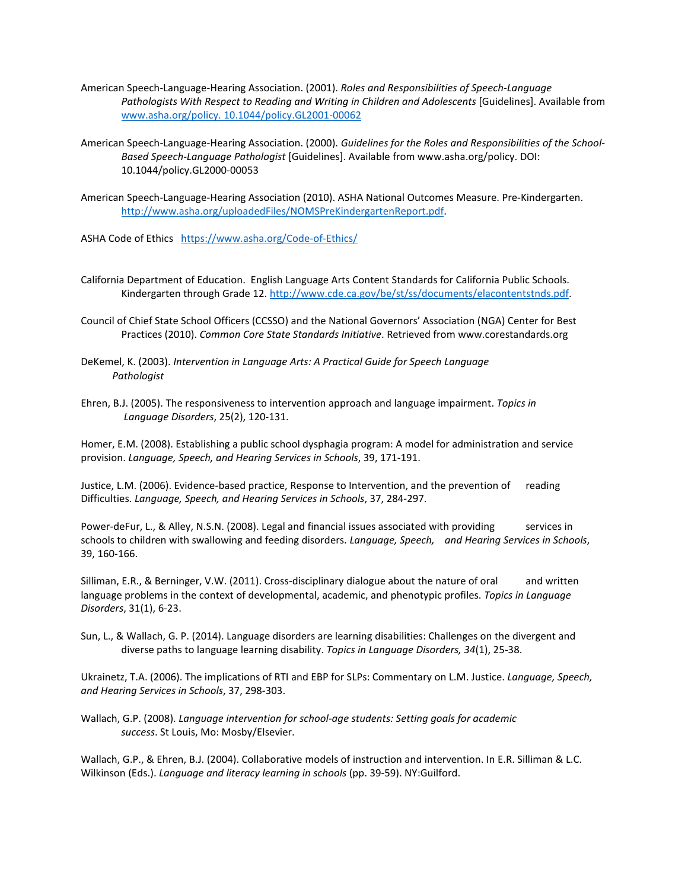American Speech-Language-Hearing Association. (2001). *Roles and Responsibilities of Speech-Language Pathologists With Respect to Reading and Writing in Children and Adolescents* [Guidelines]. Available from www.asha.org/policy. 10.1044/policy.GL2001-00062

American Speech-Language-Hearing Association. (2000). *Guidelines for the Roles and Responsibilities of the School-Based Speech-Language Pathologist* [Guidelines]. Available from www.asha.org/policy. DOI: 10.1044/policy.GL2000-00053

American Speech-Language-Hearing Association (2010). ASHA National Outcomes Measure. Pre-Kindergarten. http://www.asha.org/uploadedFiles/NOMSPreKindergartenReport.pdf.

ASHA Code of Ethics https://www.asha.org/Code-of-Ethics/

California Department of Education. English Language Arts Content Standards for California Public Schools. Kindergarten through Grade 12. http://www.cde.ca.gov/be/st/ss/documents/elacontentstnds.pdf.

Council of Chief State School Officers (CCSSO) and the National Governors' Association (NGA) Center for Best Practices (2010). *Common Core State Standards Initiative*. Retrieved from www.corestandards.org

DeKemel, K. (2003). *Intervention in Language Arts: A Practical Guide for Speech Language Pathologist*

Ehren, B.J. (2005). The responsiveness to intervention approach and language impairment. *Topics in Language Disorders*, 25(2), 120-131.

Homer, E.M. (2008). Establishing a public school dysphagia program: A model for administration and service provision. *Language, Speech, and Hearing Services in Schools*, 39, 171-191.

Justice, L.M. (2006). Evidence-based practice, Response to Intervention, and the prevention of reading Difficulties. *Language, Speech, and Hearing Services in Schools*, 37, 284-297.

Power-deFur, L., & Alley, N.S.N. (2008). Legal and financial issues associated with providing services in schools to children with swallowing and feeding disorders. *Language, Speech, and Hearing Services in Schools*, 39, 160-166.

Silliman, E.R., & Berninger, V.W. (2011). Cross-disciplinary dialogue about the nature of oral and written language problems in the context of developmental, academic, and phenotypic profiles. *Topics in Language Disorders*, 31(1), 6-23.

Sun, L., & Wallach, G. P. (2014). Language disorders are learning disabilities: Challenges on the divergent and diverse paths to language learning disability. *Topics in Language Disorders, 34*(1), 25-38.

Ukrainetz, T.A. (2006). The implications of RTI and EBP for SLPs: Commentary on L.M. Justice. *Language, Speech, and Hearing Services in Schools*, 37, 298-303.

Wallach, G.P. (2008). *Language intervention for school-age students: Setting goals for academic success*. St Louis, Mo: Mosby/Elsevier.

Wallach, G.P., & Ehren, B.J. (2004). Collaborative models of instruction and intervention. In E.R. Silliman & L.C. Wilkinson (Eds.). *Language and literacy learning in schools* (pp. 39-59). NY:Guilford.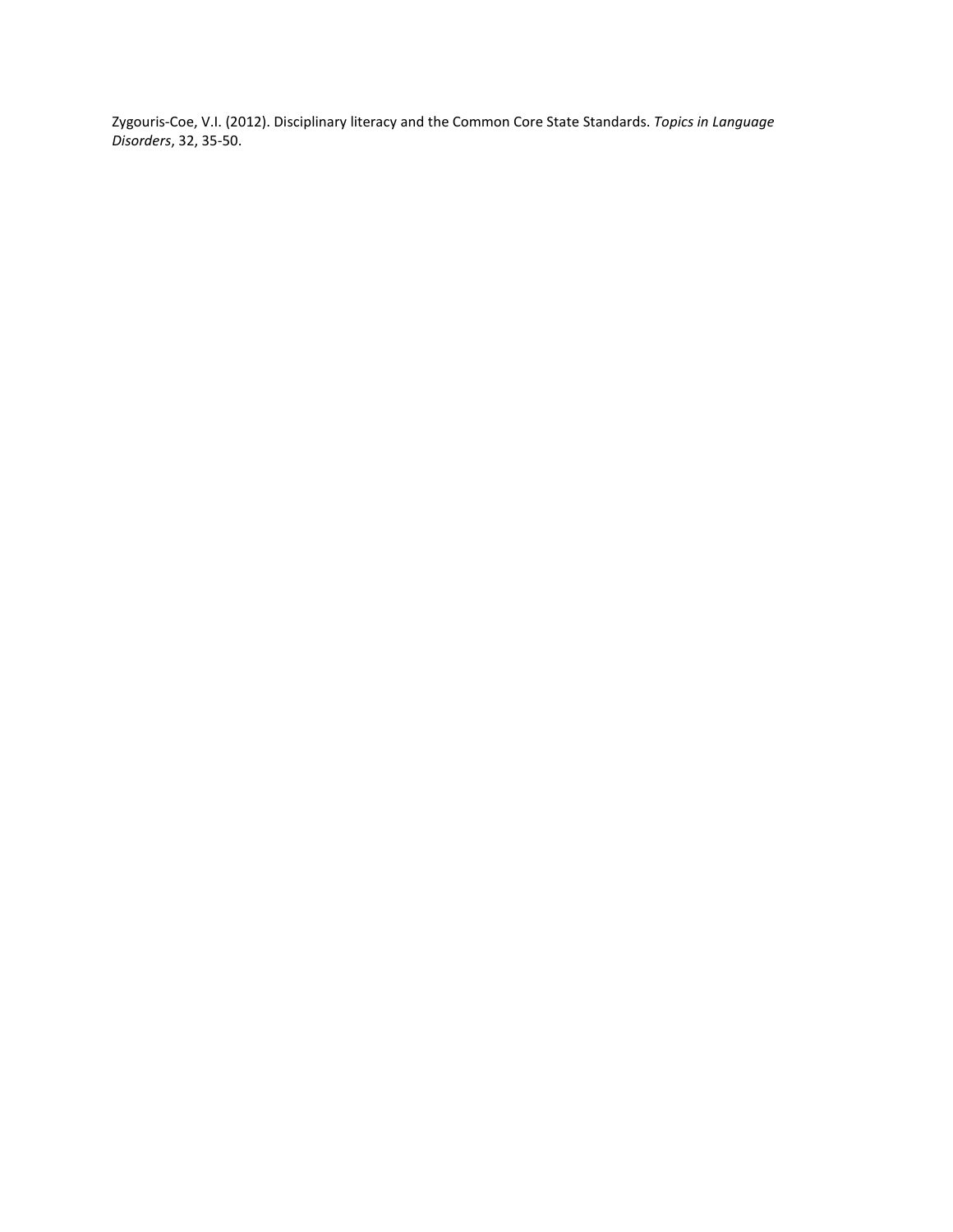Zygouris-Coe, V.I. (2012). Disciplinary literacy and the Common Core State Standards. *Topics in Language Disorders*, 32, 35-50.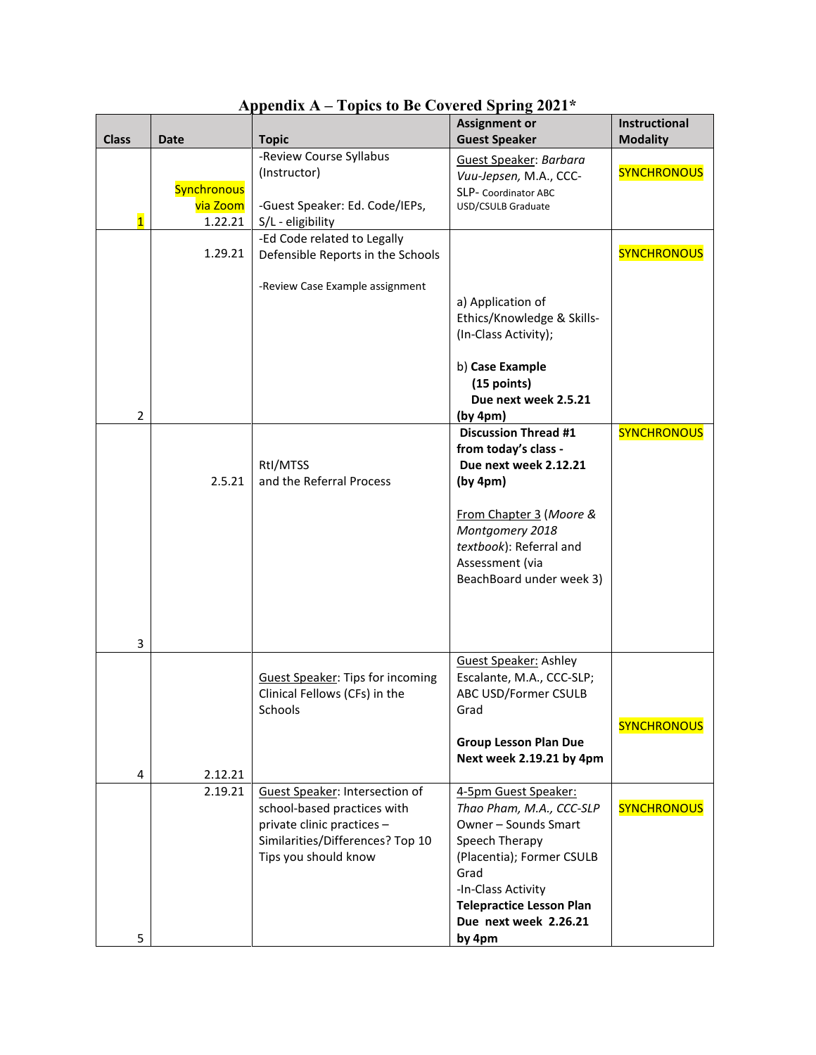# Appendix A – Topics to Be Covered Spring 2021*

| Class | Date | Topic | Assignment or Guest Speaker | Instructional Modality |
|---|---|---|---|---|
| 1 | Synchronous via Zoom 1.22.21 | -Review Course Syllabus (Instructor)<br><br>-Guest Speaker: Ed. Code/IEPs, S/L - eligibility | Guest Speaker: *Barbara Vuu-Jepsen,* M.A., CCC-SLP- Coordinator ABC USD/CSULB Graduate | SYNCHRONOUS |
| 2 | 1.29.21 | -Ed Code related to Legally Defensible Reports in the Schools<br><br>-Review Case Example assignment | a) Application of Ethics/Knowledge & Skills- (In-Class Activity);<br><br>b) **Case Example (15 points) Due next week 2.5.21 (by 4pm)** | SYNCHRONOUS |
| 3 | 2.5.21 | RtI/MTSS and the Referral Process | **Discussion Thread #1 from today's class - Due next week 2.12.21 (by 4pm)**<br><br>From Chapter 3 (*Moore & Montgomery 2018 textbook*): Referral and Assessment (via BeachBoard under week 3) | SYNCHRONOUS |
| 4 | 2.12.21 | Guest Speaker: Tips for incoming Clinical Fellows (CFs) in the Schools | Guest Speaker: Ashley Escalante, M.A., CCC-SLP; ABC USD/Former CSULB Grad<br><br>**Group Lesson Plan Due Next week 2.19.21 by 4pm** | SYNCHRONOUS |
| 5 | 2.19.21 | Guest Speaker: Intersection of school-based practices with private clinic practices – Similarities/Differences? Top 10 Tips you should know | 4-5pm Guest Speaker: *Thao Pham, M.A., CCC-SLP* Owner – Sounds Smart Speech Therapy (Placentia); Former CSULB Grad<br>-In-Class Activity<br>**Telepractice Lesson Plan Due next week 2.26.21 by 4pm** | SYNCHRONOUS |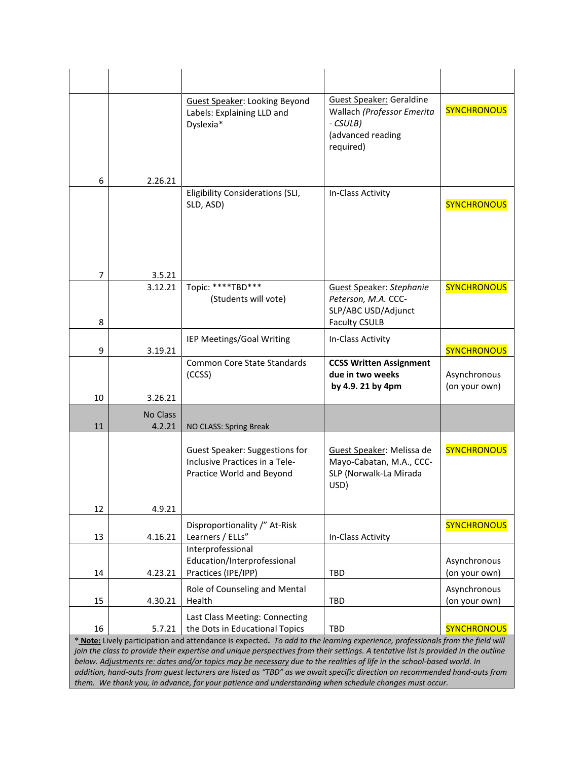| | | | | |
|---|---|---|---|---|
| | | | | |
| 6 | 2.26.21 | Guest Speaker: Looking Beyond Labels: Explaining LLD and Dyslexia* | Guest Speaker: Geraldine Wallach *(Professor Emerita - CSULB)* (advanced reading required) | SYNCHRONOUS |
| 7 | 3.5.21 | Eligibility Considerations (SLI, SLD, ASD) | In-Class Activity | SYNCHRONOUS |
| 8 | 3.12.21 | Topic: ****TBD*** (Students will vote) | Guest Speaker: *Stephanie Peterson, M.A.* CCC-SLP/ABC USD/Adjunct Faculty CSULB | SYNCHRONOUS |
| 9 | 3.19.21 | IEP Meetings/Goal Writing | In-Class Activity | SYNCHRONOUS |
| 10 | 3.26.21 | Common Core State Standards (CCSS) | **CCSS Written Assignment due in two weeks by 4.9. 21 by 4pm** | Asynchronous (on your own) |
| 11 | No Class 4.2.21 | NO CLASS: Spring Break | | |
| 12 | 4.9.21 | Guest Speaker: Suggestions for Inclusive Practices in a Tele-Practice World and Beyond | Guest Speaker: Melissa de Mayo-Cabatan, M.A., CCC-SLP (Norwalk-La Mirada USD) | SYNCHRONOUS |
| 13 | 4.16.21 | Disproportionality /" At-Risk Learners / ELLs" | In-Class Activity | SYNCHRONOUS |
| 14 | 4.23.21 | Interprofessional Education/Interprofessional Practices (IPE/IPP) | TBD | Asynchronous (on your own) |
| 15 | 4.30.21 | Role of Counseling and Mental Health | TBD | Asynchronous (on your own) |
| 16 | 5.7.21 | Last Class Meeting: Connecting the Dots in Educational Topics | TBD | SYNCHRONOUS |

* **Note:** Lively participation and attendance is expected**.** *To add to the learning experience, professionals from the field will join the class to provide their expertise and unique perspectives from their settings. A tentative list is provided in the outline below. Adjustments re: dates and/or topics may be necessary due to the realities of life in the school-based world. In addition, hand-outs from guest lecturers are listed as "TBD" as we await specific direction on recommended hand-outs from them. We thank you, in advance, for your patience and understanding when schedule changes must occur.*